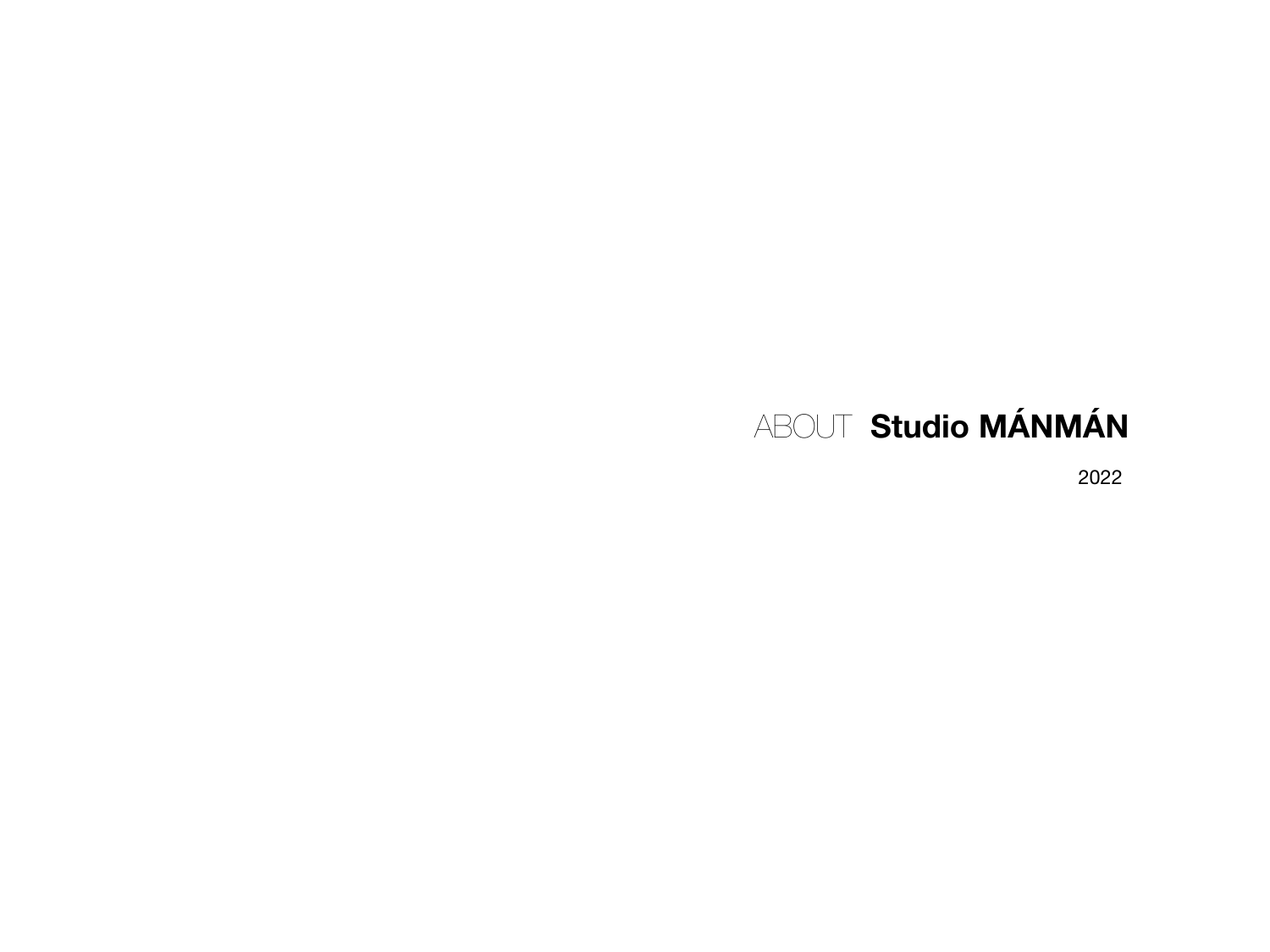# ABOUT **Studio MÁNMÁN**

2022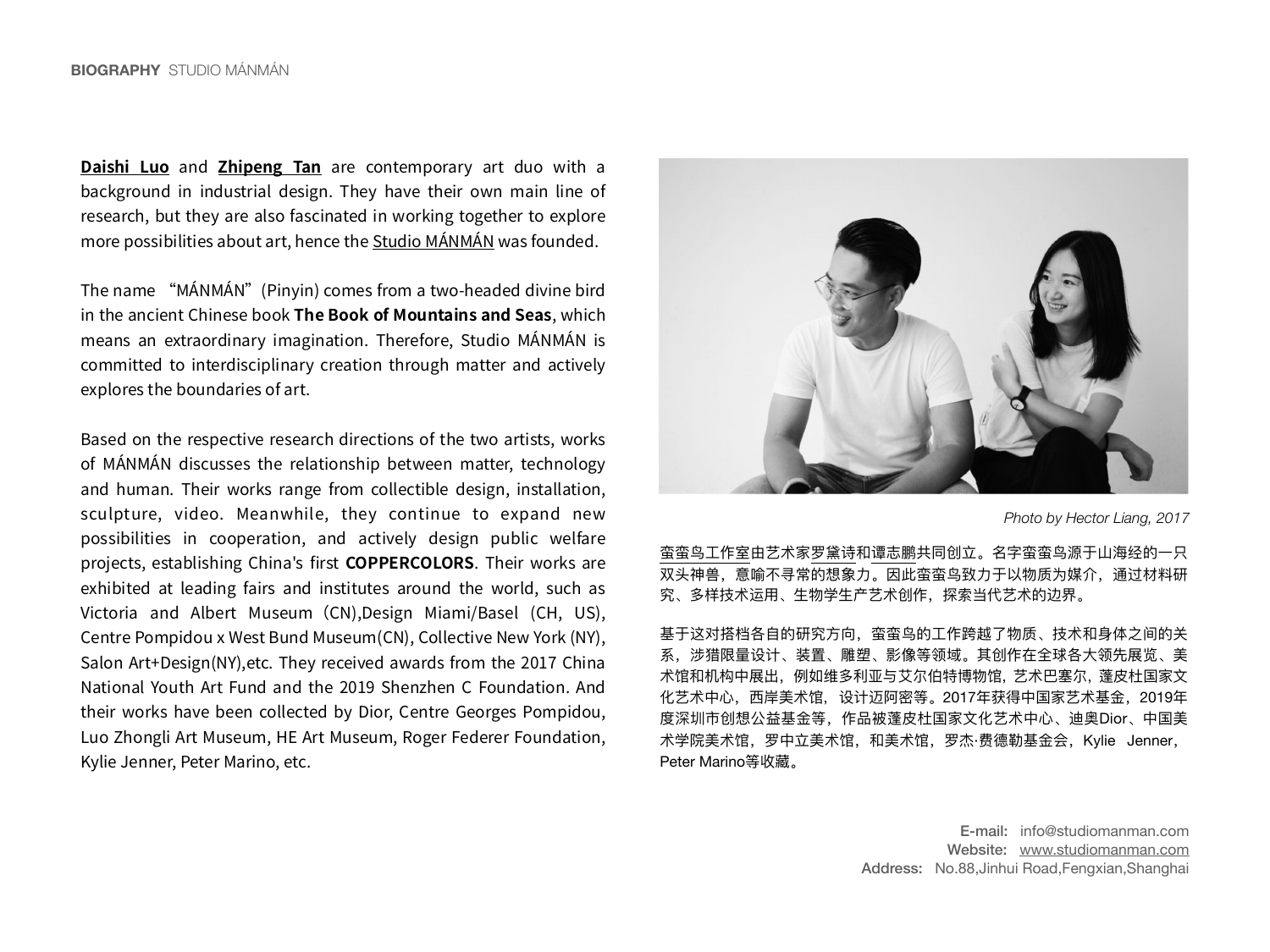**BIOGRAPHY** STUDIO MÁNMÁN

**Daishi Luo** and **Zhipeng Tan** are contemporary art duo with a background in industrial design. They have their own main line of research, but they are also fascinated in working together to explore more possibilities about art, hence the Studio MÁNMÁN was founded.

The name "MÁNMÁN" (Pinyin) comes from a two-headed divine bird in the ancient Chinese book **The Book of Mountains and Seas**, which means an extraordinary imagination. Therefore, Studio MÁNMÁN is committed to interdisciplinary creation through matter and actively explores the boundaries of art.

Based on the respective research directions of the two artists, works of MÁNMÁN discusses the relationship between matter, technology and human. Their works range from collectible design, installation, sculpture, video. Meanwhile, they continue to expand new possibilities in cooperation, and actively design public welfare projects, establishing China's first **COPPERCOLORS**. Their works are exhibited at leading fairs and institutes around the world, such as Victoria and Albert Museum (CN),Design Miami/Basel (CH, US), Centre Pompidou x West Bund Museum(CN), Collective New York (NY), Salon Art+Design(NY),etc. They received awards from the 2017 China National Youth Art Fund and the 2019 Shenzhen C Foundation. And their works have been collected by Dior, Centre Georges Pompidou, Luo Zhongli Art Museum, HE Art Museum, Roger Federer Foundation, Kylie Jenner, Peter Marino, etc.

*Photo by Hector Liang, 2017*

蛮蛮鸟工作室由艺术家罗黛诗和谭志鹏共同创立。名字蛮蛮鸟源于山海经的一只双头神兽，意喻不寻常的想象力。因此蛮蛮鸟致力于以物质为媒介，通过材料研究、多样技术运用、生物学生产艺术创作，探索当代艺术的边界。

基于这对搭档各自的研究方向，蛮蛮鸟的工作跨越了物质、技术和身体之间的关系，涉猎限量设计、装置、雕塑、影像等领域。其创作在全球各大领先展览、美术馆和机构中展出，例如维多利亚与艾尔伯特博物馆，艺术巴塞尔，蓬皮杜国家文化艺术中心，西岸美术馆，设计迈阿密等。2017年获得中国家艺术基金，2019年度深圳市创想公益基金等，作品被蓬皮杜国家文化艺术中心、迪奥Dior、中国美术学院美术馆，罗中立美术馆，和美术馆，罗杰·费德勒基金会，Kylie Jenner，Peter Marino等收藏。

**E-mail:** info@studiomanman.com
**Website:** www.studiomanman.com
**Address:** No.88,Jinhui Road,Fengxian,Shanghai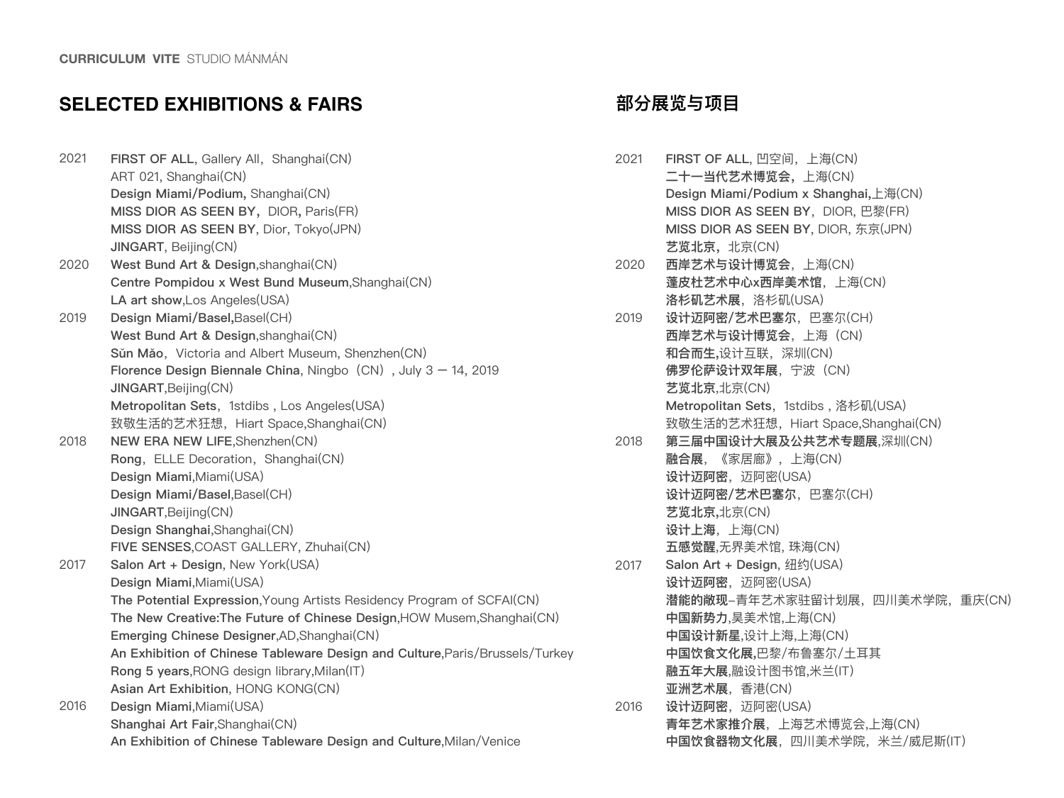## SELECTED EXHIBITIONS & FAIRS

**2021**
- **FIRST OF ALL**, Gallery All，Shanghai(CN)
- ART 021, Shanghai(CN)
- **Design Miami/Podium,** Shanghai(CN)
- **MISS DIOR AS SEEN BY**，DIOR**,** Paris(FR)
- **MISS DIOR AS SEEN BY**, Dior, Tokyo(JPN)
- **JINGART**, Beijing(CN)

**2020**
- **West Bund Art & Design**,shanghai(CN)
- **Centre Pompidou x West Bund Museum**,Shanghai(CN)
- **LA art show**,Los Angeles(USA)

**2019**
- **Design Miami/Basel,**Basel(CH)
- **West Bund Art & Design**,shanghai(CN)
- **Sǔn Mǎo**，Victoria and Albert Museum, Shenzhen(CN)
- **Florence Design Biennale China**, Ningbo（CN）, July 3 — 14, 2019
- **JINGART**,Beijing(CN)
- **Metropolitan Sets**，1stdibs , Los Angeles(USA)
- 致敬生活的艺术狂想，Hiart Space,Shanghai(CN)

**2018**
- **NEW ERA NEW LIFE**,Shenzhen(CN)
- **Rong**，ELLE Decoration，Shanghai(CN)
- **Design Miami**,Miami(USA)
- **Design Miami/Basel**,Basel(CH)
- **JINGART**,Beijing(CN)
- **Design Shanghai**,Shanghai(CN)
- **FIVE SENSES**,COAST GALLERY, Zhuhai(CN)

**2017**
- **Salon Art + Design**, New York(USA)
- **Design Miami**,Miami(USA)
- **The Potential Expression**,Young Artists Residency Program of SCFAI(CN)
- **The New Creative:The Future of Chinese Design**,HOW Musem,Shanghai(CN)
- **Emerging Chinese Designer**,AD,Shanghai(CN)
- **An Exhibition of Chinese Tableware Design and Culture**,Paris/Brussels/Turkey
- **Rong 5 years**,RONG design library,Milan(IT)
- **Asian Art Exhibition**, HONG KONG(CN)

**2016**
- **Design Miami**,Miami(USA)
- **Shanghai Art Fair**,Shanghai(CN)
- **An Exhibition of Chinese Tableware Design and Culture**,Milan/Venice

## 部分展览与项目

**2021**
- **FIRST OF ALL**, 凹空间，上海(CN)
- **二十一当代艺术博览会，**上海(CN)
- **Design Miami/Podium x Shanghai,**上海(CN)
- **MISS DIOR AS SEEN BY**，DIOR, 巴黎(FR)
- **MISS DIOR AS SEEN BY**, DIOR, 东京(JPN)
- **艺览北京，**北京(CN)

**2020**
- **西岸艺术与设计博览会**，上海(CN)
- **蓬皮杜艺术中心x西岸美术馆**，上海(CN)
- **洛杉矶艺术展**，洛杉矶(USA)

**2019**
- **设计迈阿密/艺术巴塞尔**，巴塞尔(CH)
- **西岸艺术与设计博览会**，上海（CN)
- **和合而生,**设计互联，深圳(CN)
- **佛罗伦萨设计双年展**，宁波（CN）
- **艺览北京**,北京(CN)
- **Metropolitan Sets**，1stdibs , 洛杉矶(USA)
- 致敬生活的艺术狂想，Hiart Space,Shanghai(CN)

**2018**
- **第三届中国设计大展及公共艺术专题展**,深圳(CN)
- **融合展**，《家居廊》，上海(CN)
- **设计迈阿密**，迈阿密(USA)
- **设计迈阿密/艺术巴塞尔**，巴塞尔(CH)
- **艺览北京**,北京(CN)
- **设计上海**，上海(CN)
- **五感觉醒**,无界美术馆, 珠海(CN)

**2017**
- **Salon Art + Design**, 纽约(USA)
- **设计迈阿密**，迈阿密(USA)
- **潜能的敞现**–青年艺术家驻留计划展，四川美术学院，重庆(CN)
- **中国新势力**,昊美术馆,上海(CN)
- **中国设计新星**,设计上海,上海(CN)
- **中国饮食文化展,**巴黎/布鲁塞尔/土耳其
- **融五年大展**,融设计图书馆,米兰(IT)
- **亚洲艺术展**，香港(CN)

**2016**
- **设计迈阿密**，迈阿密(USA)
- **青年艺术家推介展**，上海艺术博览会,上海(CN)
- **中国饮食器物文化展**，四川美术学院，米兰/威尼斯(IT)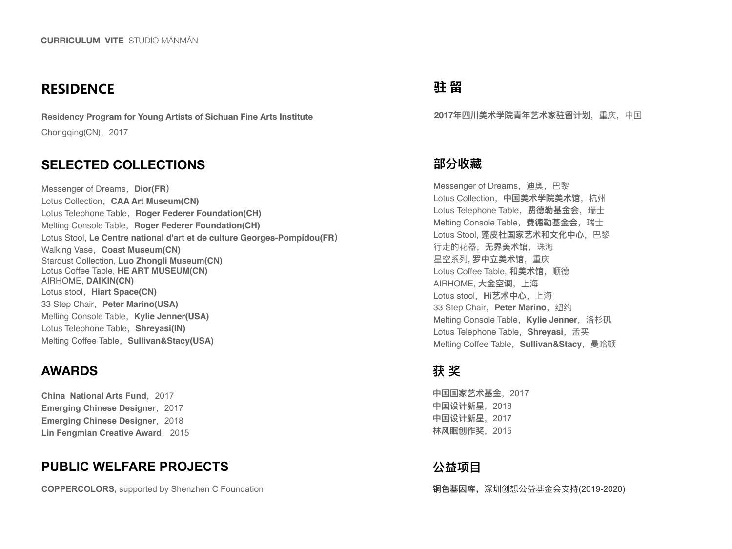## RESIDENCE

**Residency Program for Young Artists of Sichuan Fine Arts Institute**

Chongqing(CN)，2017

## SELECTED COLLECTIONS

Messenger of Dreams，**Dior(FR**）
Lotus Collection，**CAA Art Museum(CN)**
Lotus Telephone Table，**Roger Federer Foundation(CH)**
Melting Console Table，**Roger Federer Foundation(CH)**
Lotus Stool, **Le Centre national d'art et de culture Georges-Pompidou(FR**）
Walking Vase，**Coast Museum(CN)**
Stardust Collection, **Luo Zhongli Museum(CN)**
Lotus Coffee Table, **HE ART MUSEUM(CN)**
AIRHOME, **DAIKIN(CN)**
Lotus stool，**Hiart Space(CN)**
33 Step Chair，**Peter Marino(USA)**
Melting Console Table，**Kylie Jenner(USA)**
Lotus Telephone Table，**Shreyasi(IN)**
Melting Coffee Table，**Sullivan&Stacy(USA)**

## AWARDS

**China National Arts Fund**，2017
**Emerging Chinese Designer**，2017
**Emerging Chinese Designer**，2018
**Lin Fengmian Creative Award**，2015

## PUBLIC WELFARE PROJECTS

**COPPERCOLORS,** supported by Shenzhen C Foundation

## 驻 留

**2017年四川美术学院青年艺术家驻留计划**，重庆，中国

## 部分收藏

Messenger of Dreams，迪奥，巴黎
Lotus Collection，**中国美术学院美术馆**，杭州
Lotus Telephone Table，**费德勒基金会**，瑞士
Melting Console Table，**费德勒基金会**，瑞士
Lotus Stool, **蓬皮杜国家艺术和文化中心**，巴黎
行走的花器，**无界美术馆**，珠海
星空系列, **罗中立美术馆**，重庆
Lotus Coffee Table, **和美术馆**，顺德
AIRHOME, **大金空调**，上海
Lotus stool，**Hi艺术中心**，上海
33 Step Chair，**Peter Marino**，纽约
Melting Console Table，**Kylie Jenner**，洛杉矶
Lotus Telephone Table，**Shreyasi**，孟买
Melting Coffee Table，**Sullivan&Stacy**，曼哈顿

## 获 奖

**中国国家艺术基金**，2017
**中国设计新星**，2018
**中国设计新星**，2017
**林风眠创作奖**，2015

## 公益项目

**铜色基因库，**深圳创想公益基金会支持(2019-2020)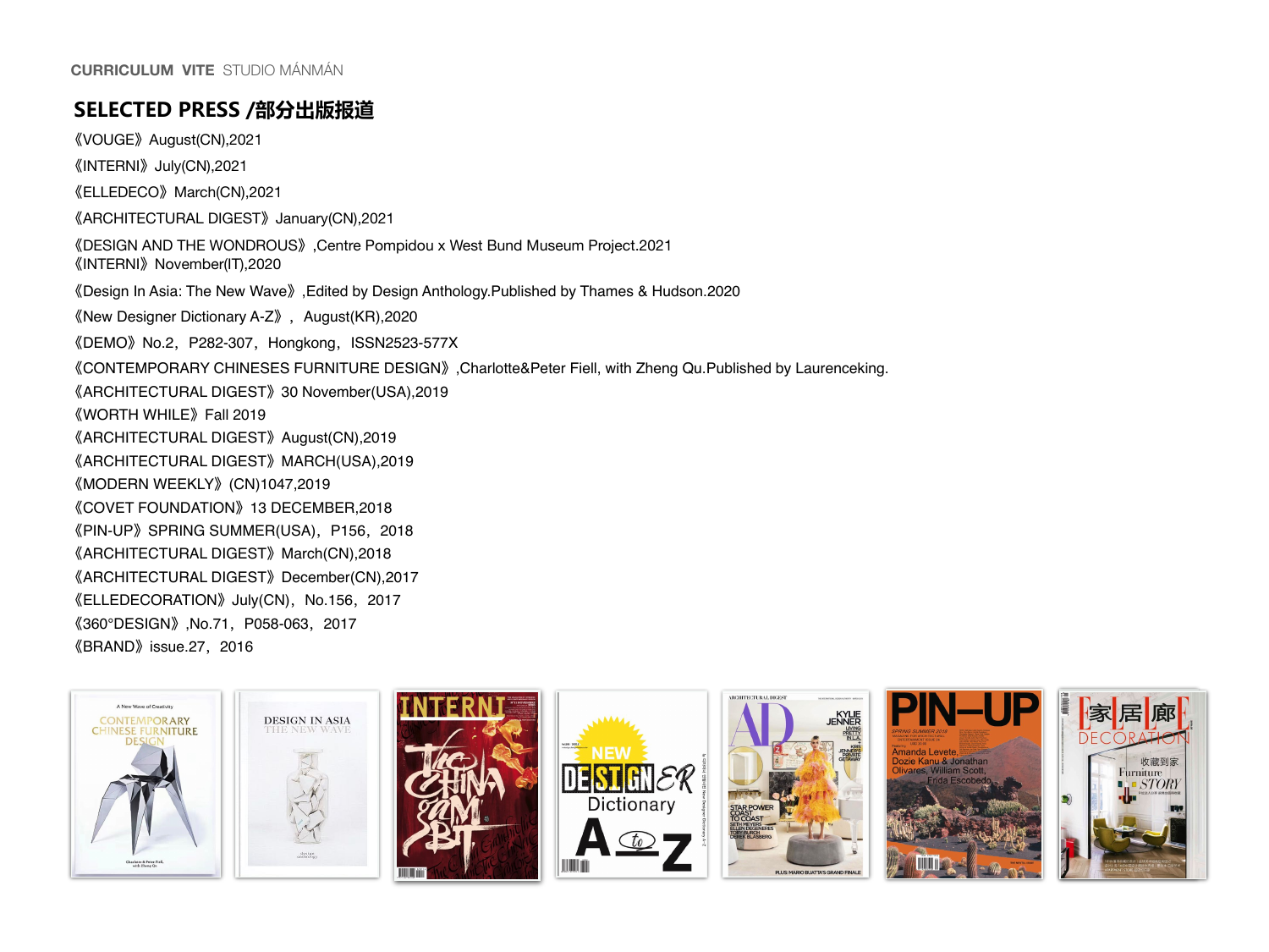CURRICULUM VITE STUDIO MÁNMÁN

## SELECTED PRESS /部分出版报道

《VOUGE》August(CN),2021

《INTERNI》July(CN),2021

《ELLEDECO》March(CN),2021

《ARCHITECTURAL DIGEST》January(CN),2021

《DESIGN AND THE WONDROUS》,Centre Pompidou x West Bund Museum Project.2021

《INTERNI》November(IT),2020

《Design In Asia: The New Wave》,Edited by Design Anthology.Published by Thames & Hudson.2020

《New Designer Dictionary A-Z》, August(KR),2020

《DEMO》No.2，P282-307，Hongkong，ISSN2523-577X

《CONTEMPORARY CHINESES FURNITURE DESIGN》,Charlotte&Peter Fiell, with Zheng Qu.Published by Laurenceking.

《ARCHITECTURAL DIGEST》30 November(USA),2019

《WORTH WHILE》Fall 2019

《ARCHITECTURAL DIGEST》August(CN),2019

《ARCHITECTURAL DIGEST》MARCH(USA),2019

《MODERN WEEKLY》(CN)1047,2019

《COVET FOUNDATION》13 DECEMBER,2018

《PIN-UP》SPRING SUMMER(USA)，P156，2018

《ARCHITECTURAL DIGEST》March(CN),2018

《ARCHITECTURAL DIGEST》December(CN),2017

《ELLEDECORATION》July(CN)，No.156，2017

《360°DESIGN》,No.71，P058-063，2017

《BRAND》issue.27，2016